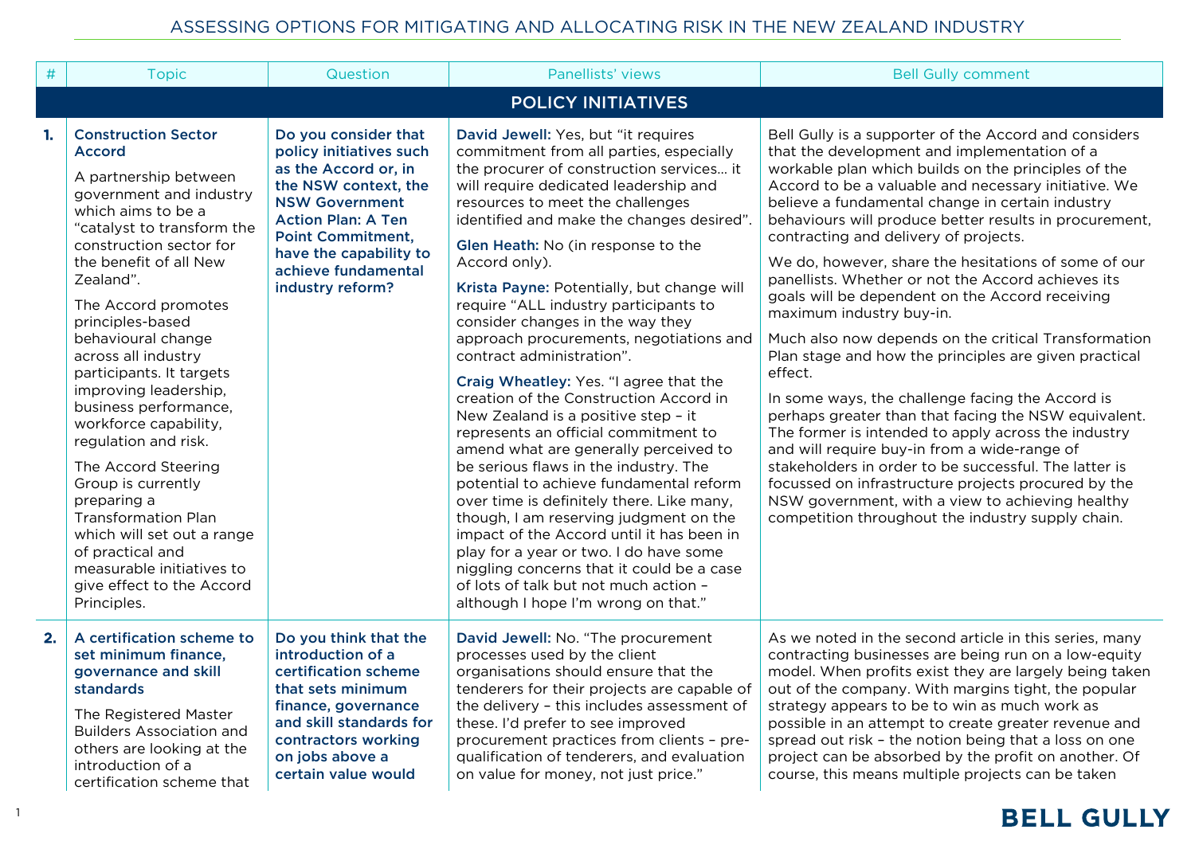# ASSESSING OPTIONS FOR MITIGATING AND ALLOCATING RISK IN THE NEW ZEALAND INDUSTRY

| # | Topic | Question | Panellists' views | Bell Gully comment |
|---|---|---|---|---|
| | **POLICY INITIATIVES** | | | |
| **1.** | **Construction Sector Accord**<br><br>A partnership between government and industry which aims to be a "catalyst to transform the construction sector for the benefit of all New Zealand".<br><br>The Accord promotes principles-based behavioural change across all industry participants. It targets improving leadership, business performance, workforce capability, regulation and risk.<br><br>The Accord Steering Group is currently preparing a Transformation Plan which will set out a range of practical and measurable initiatives to give effect to the Accord Principles. | **Do you consider that policy initiatives such as the Accord or, in the NSW context, the NSW Government Action Plan: A Ten Point Commitment, have the capability to achieve fundamental industry reform?** | **David Jewell:** Yes, but "it requires commitment from all parties, especially the procurer of construction services… it will require dedicated leadership and resources to meet the challenges identified and make the changes desired".<br><br>**Glen Heath:** No (in response to the Accord only).<br><br>**Krista Payne:** Potentially, but change will require "ALL industry participants to consider changes in the way they approach procurements, negotiations and contract administration".<br><br>**Craig Wheatley:** Yes. "I agree that the creation of the Construction Accord in New Zealand is a positive step – it represents an official commitment to amend what are generally perceived to be serious flaws in the industry. The potential to achieve fundamental reform over time is definitely there. Like many, though, I am reserving judgment on the impact of the Accord until it has been in play for a year or two. I do have some niggling concerns that it could be a case of lots of talk but not much action – although I hope I'm wrong on that." | Bell Gully is a supporter of the Accord and considers that the development and implementation of a workable plan which builds on the principles of the Accord to be a valuable and necessary initiative. We believe a fundamental change in certain industry behaviours will produce better results in procurement, contracting and delivery of projects.<br><br>We do, however, share the hesitations of some of our panellists. Whether or not the Accord achieves its goals will be dependent on the Accord receiving maximum industry buy-in.<br><br>Much also now depends on the critical Transformation Plan stage and how the principles are given practical effect.<br><br>In some ways, the challenge facing the Accord is perhaps greater than that facing the NSW equivalent. The former is intended to apply across the industry and will require buy-in from a wide-range of stakeholders in order to be successful. The latter is focussed on infrastructure projects procured by the NSW government, with a view to achieving healthy competition throughout the industry supply chain. |
| **2.** | **A certification scheme to set minimum finance, governance and skill standards**<br><br>The Registered Master Builders Association and others are looking at the introduction of a certification scheme that | **Do you think that the introduction of a certification scheme that sets minimum finance, governance and skill standards for contractors working on jobs above a certain value would** | **David Jewell:** No. "The procurement processes used by the client organisations should ensure that the tenderers for their projects are capable of the delivery – this includes assessment of these. I'd prefer to see improved procurement practices from clients – pre-qualification of tenderers, and evaluation on value for money, not just price." | As we noted in the second article in this series, many contracting businesses are being run on a low-equity model. When profits exist they are largely being taken out of the company. With margins tight, the popular strategy appears to be to win as much work as possible in an attempt to create greater revenue and spread out risk – the notion being that a loss on one project can be absorbed by the profit on another. Of course, this means multiple projects can be taken |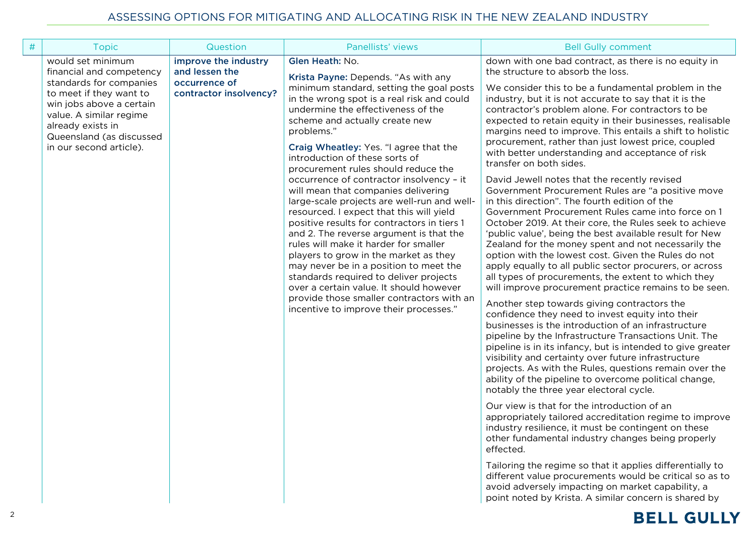| # | Topic | Question | Panellists' views | Bell Gully comment |
|---|---|---|---|---|
| | would set minimum financial and competency standards for companies to meet if they want to win jobs above a certain value. A similar regime already exists in Queensland (as discussed in our second article). | **improve the industry and lessen the occurrence of contractor insolvency?** | **Glen Heath:** No.<br><br>**Krista Payne:** Depends. "As with any minimum standard, setting the goal posts in the wrong spot is a real risk and could undermine the effectiveness of the scheme and actually create new problems."<br><br>**Craig Wheatley:** Yes. "I agree that the introduction of these sorts of procurement rules should reduce the occurrence of contractor insolvency – it will mean that companies delivering large-scale projects are well-run and well-resourced. I expect that this will yield positive results for contractors in tiers 1 and 2. The reverse argument is that the rules will make it harder for smaller players to grow in the market as they may never be in a position to meet the standards required to deliver projects over a certain value. It should however provide those smaller contractors with an incentive to improve their processes." | down with one bad contract, as there is no equity in the structure to absorb the loss.<br><br>We consider this to be a fundamental problem in the industry, but it is not accurate to say that it is the contractor's problem alone. For contractors to be expected to retain equity in their businesses, realisable margins need to improve. This entails a shift to holistic procurement, rather than just lowest price, coupled with better understanding and acceptance of risk transfer on both sides.<br><br>David Jewell notes that the recently revised Government Procurement Rules are "a positive move in this direction". The fourth edition of the Government Procurement Rules came into force on 1 October 2019. At their core, the Rules seek to achieve 'public value', being the best available result for New Zealand for the money spent and not necessarily the option with the lowest cost. Given the Rules do not apply equally to all public sector procurers, or across all types of procurements, the extent to which they will improve procurement practice remains to be seen.<br><br>Another step towards giving contractors the confidence they need to invest equity into their businesses is the introduction of an infrastructure pipeline by the Infrastructure Transactions Unit. The pipeline is in its infancy, but is intended to give greater visibility and certainty over future infrastructure projects. As with the Rules, questions remain over the ability of the pipeline to overcome political change, notably the three year electoral cycle.<br><br>Our view is that for the introduction of an appropriately tailored accreditation regime to improve industry resilience, it must be contingent on these other fundamental industry changes being properly effected.<br><br>Tailoring the regime so that it applies differentially to different value procurements would be critical so as to avoid adversely impacting on market capability, a point noted by Krista. A similar concern is shared by |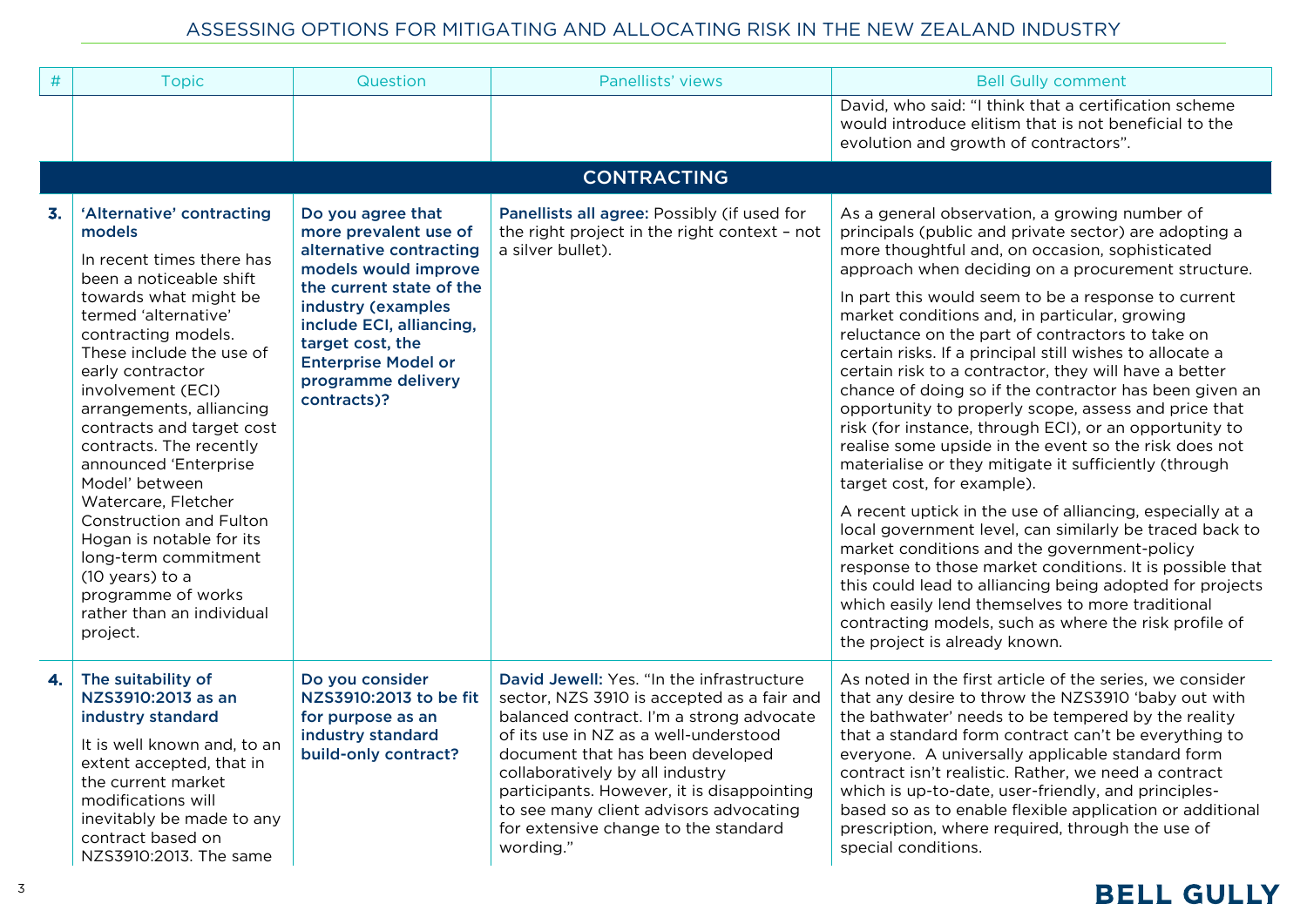| # | Topic | Question | Panellists' views | Bell Gully comment |
|---|---|---|---|---|
| | | | | David, who said: "I think that a certification scheme would introduce elitism that is not beneficial to the evolution and growth of contractors". |
| **CONTRACTING** | | | | |
| **3.** | **'Alternative' contracting models** In recent times there has been a noticeable shift towards what might be termed 'alternative' contracting models. These include the use of early contractor involvement (ECI) arrangements, alliancing contracts and target cost contracts. The recently announced 'Enterprise Model' between Watercare, Fletcher Construction and Fulton Hogan is notable for its long-term commitment (10 years) to a programme of works rather than an individual project. | **Do you agree that more prevalent use of alternative contracting models would improve the current state of the industry (examples include ECI, alliancing, target cost, the Enterprise Model or programme delivery contracts)?** | **Panellists all agree:** Possibly (if used for the right project in the right context – not a silver bullet). | As a general observation, a growing number of principals (public and private sector) are adopting a more thoughtful and, on occasion, sophisticated approach when deciding on a procurement structure. In part this would seem to be a response to current market conditions and, in particular, growing reluctance on the part of contractors to take on certain risks. If a principal still wishes to allocate a certain risk to a contractor, they will have a better chance of doing so if the contractor has been given an opportunity to properly scope, assess and price that risk (for instance, through ECI), or an opportunity to realise some upside in the event so the risk does not materialise or they mitigate it sufficiently (through target cost, for example). A recent uptick in the use of alliancing, especially at a local government level, can similarly be traced back to market conditions and the government-policy response to those market conditions. It is possible that this could lead to alliancing being adopted for projects which easily lend themselves to more traditional contracting models, such as where the risk profile of the project is already known. |
| **4.** | **The suitability of NZS3910:2013 as an industry standard** It is well known and, to an extent accepted, that in the current market modifications will inevitably be made to any contract based on NZS3910:2013. The same | **Do you consider NZS3910:2013 to be fit for purpose as an industry standard build-only contract?** | **David Jewell:** Yes. "In the infrastructure sector, NZS 3910 is accepted as a fair and balanced contract. I'm a strong advocate of its use in NZ as a well-understood document that has been developed collaboratively by all industry participants. However, it is disappointing to see many client advisors advocating for extensive change to the standard wording." | As noted in the first article of the series, we consider that any desire to throw the NZS3910 'baby out with the bathwater' needs to be tempered by the reality that a standard form contract can't be everything to everyone. A universally applicable standard form contract isn't realistic. Rather, we need a contract which is up-to-date, user-friendly, and principles-based so as to enable flexible application or additional prescription, where required, through the use of special conditions. |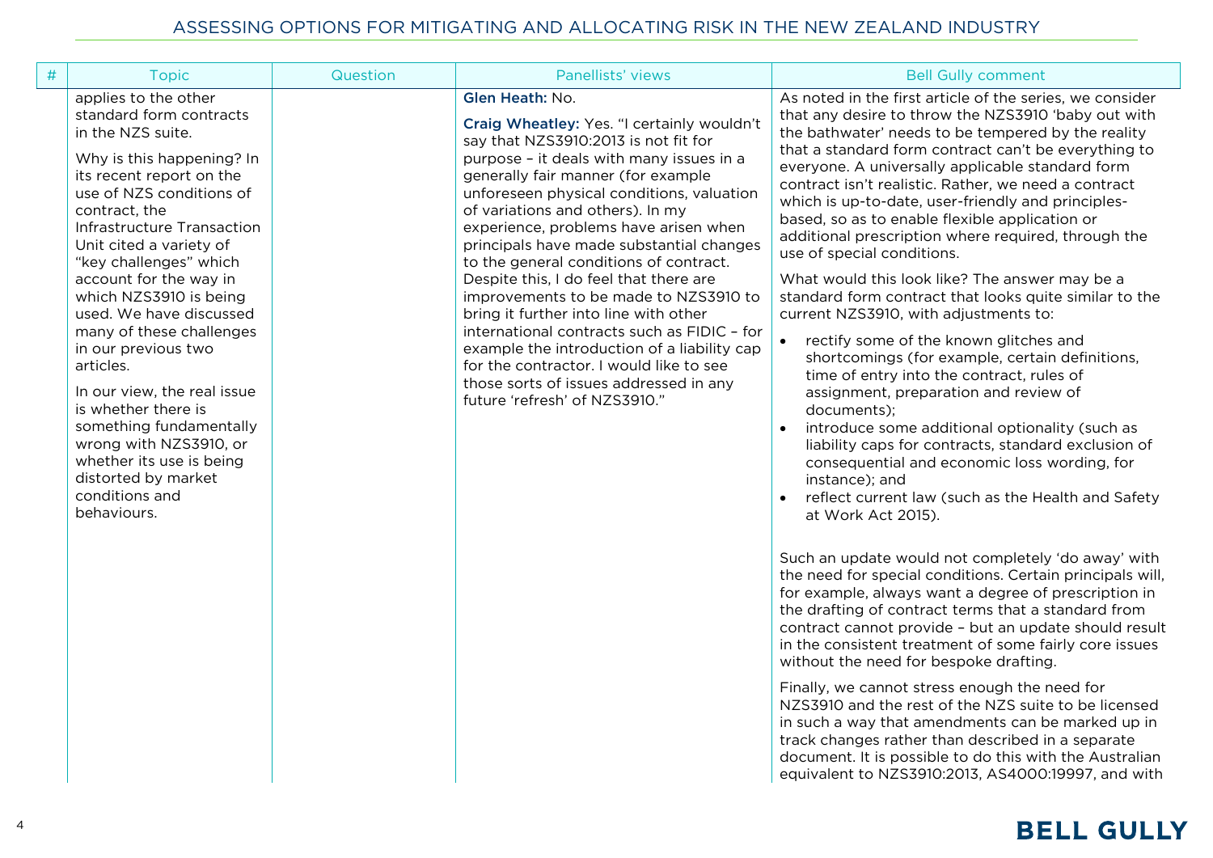| # | Topic | Question | Panellists' views | Bell Gully comment |
|---|---|---|---|---|
| | applies to the other standard form contracts in the NZS suite.<br><br>Why is this happening? In its recent report on the use of NZS conditions of contract, the Infrastructure Transaction Unit cited a variety of "key challenges" which account for the way in which NZS3910 is being used. We have discussed many of these challenges in our previous two articles.<br><br>In our view, the real issue is whether there is something fundamentally wrong with NZS3910, or whether its use is being distorted by market conditions and behaviours. | | **Glen Heath:** No.<br><br>**Craig Wheatley:** Yes. "I certainly wouldn't say that NZS3910:2013 is not fit for purpose – it deals with many issues in a generally fair manner (for example unforeseen physical conditions, valuation of variations and others). In my experience, problems have arisen when principals have made substantial changes to the general conditions of contract. Despite this, I do feel that there are improvements to be made to NZS3910 to bring it further into line with other international contracts such as FIDIC – for example the introduction of a liability cap for the contractor. I would like to see those sorts of issues addressed in any future 'refresh' of NZS3910." | As noted in the first article of the series, we consider that any desire to throw the NZS3910 'baby out with the bathwater' needs to be tempered by the reality that a standard form contract can't be everything to everyone. A universally applicable standard form contract isn't realistic. Rather, we need a contract which is up-to-date, user-friendly and principles-based, so as to enable flexible application or additional prescription where required, through the use of special conditions.<br><br>What would this look like? The answer may be a standard form contract that looks quite similar to the current NZS3910, with adjustments to:<br><br>• rectify some of the known glitches and shortcomings (for example, certain definitions, time of entry into the contract, rules of assignment, preparation and review of documents);<br>• introduce some additional optionality (such as liability caps for contracts, standard exclusion of consequential and economic loss wording, for instance); and<br>• reflect current law (such as the Health and Safety at Work Act 2015).<br><br>Such an update would not completely 'do away' with the need for special conditions. Certain principals will, for example, always want a degree of prescription in the drafting of contract terms that a standard from contract cannot provide – but an update should result in the consistent treatment of some fairly core issues without the need for bespoke drafting.<br><br>Finally, we cannot stress enough the need for NZS3910 and the rest of the NZS suite to be licensed in such a way that amendments can be marked up in track changes rather than described in a separate document. It is possible to do this with the Australian equivalent to NZS3910:2013, AS4000:19997, and with |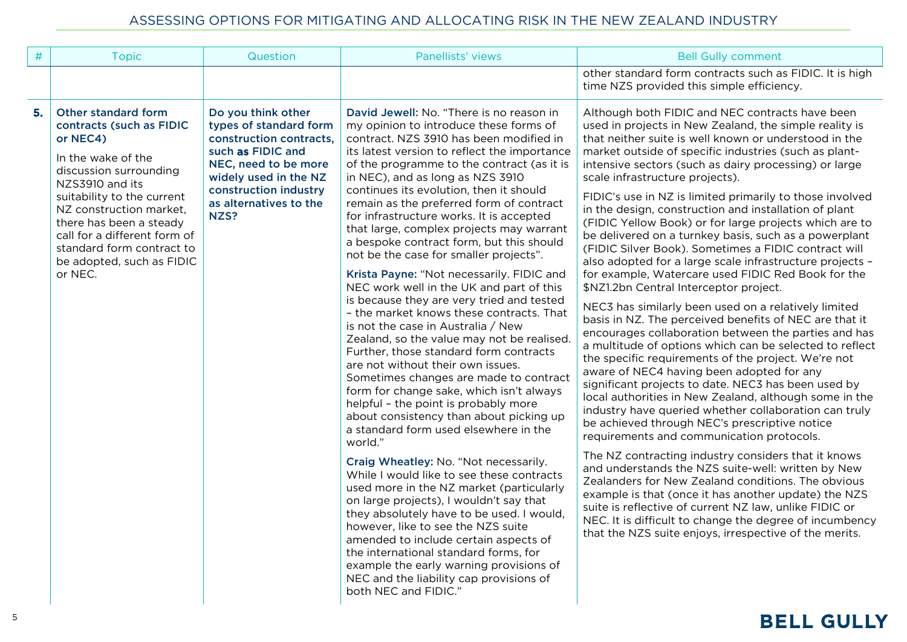| # | Topic | Question | Panellists' views | Bell Gully comment |
|---|---|---|---|---|
| | | | | other standard form contracts such as FIDIC. It is high time NZS provided this simple efficiency. |
| **5.** | **Other standard form contracts (such as FIDIC or NEC4)**<br><br>In the wake of the discussion surrounding NZS3910 and its suitability to the current NZ construction market, there has been a steady call for a different form of standard form contract to be adopted, such as FIDIC or NEC. | **Do you think other types of standard form construction contracts, such as FIDIC and NEC, need to be more widely used in the NZ construction industry as alternatives to the NZS?** | **David Jewell:** No. "There is no reason in my opinion to introduce these forms of contract. NZS 3910 has been modified in its latest version to reflect the importance of the programme to the contract (as it is in NEC), and as long as NZS 3910 continues its evolution, then it should remain as the preferred form of contract for infrastructure works. It is accepted that large, complex projects may warrant a bespoke contract form, but this should not be the case for smaller projects".<br><br>**Krista Payne:** "Not necessarily. FIDIC and NEC work well in the UK and part of this is because they are very tried and tested – the market knows these contracts. That is not the case in Australia / New Zealand, so the value may not be realised. Further, those standard form contracts are not without their own issues. Sometimes changes are made to contract form for change sake, which isn't always helpful – the point is probably more about consistency than about picking up a standard form used elsewhere in the world."<br><br>**Craig Wheatley:** No. "Not necessarily. While I would like to see these contracts used more in the NZ market (particularly on large projects), I wouldn't say that they absolutely have to be used. I would, however, like to see the NZS suite amended to include certain aspects of the international standard forms, for example the early warning provisions of NEC and the liability cap provisions of both NEC and FIDIC." | Although both FIDIC and NEC contracts have been used in projects in New Zealand, the simple reality is that neither suite is well known or understood in the market outside of specific industries (such as plant-intensive sectors (such as dairy processing) or large scale infrastructure projects).<br><br>FIDIC's use in NZ is limited primarily to those involved in the design, construction and installation of plant (FIDIC Yellow Book) or for large projects which are to be delivered on a turnkey basis, such as a powerplant (FIDIC Silver Book). Sometimes a FIDIC contract will also adopted for a large scale infrastructure projects – for example, Watercare used FIDIC Red Book for the $NZ1.2bn Central Interceptor project.<br><br>NEC3 has similarly been used on a relatively limited basis in NZ. The perceived benefits of NEC are that it encourages collaboration between the parties and has a multitude of options which can be selected to reflect the specific requirements of the project. We're not aware of NEC4 having been adopted for any significant projects to date. NEC3 has been used by local authorities in New Zealand, although some in the industry have queried whether collaboration can truly be achieved through NEC's prescriptive notice requirements and communication protocols.<br><br>The NZ contracting industry considers that it knows and understands the NZS suite-well: written by New Zealanders for New Zealand conditions. The obvious example is that (once it has another update) the NZS suite is reflective of current NZ law, unlike FIDIC or NEC. It is difficult to change the degree of incumbency that the NZS suite enjoys, irrespective of the merits. |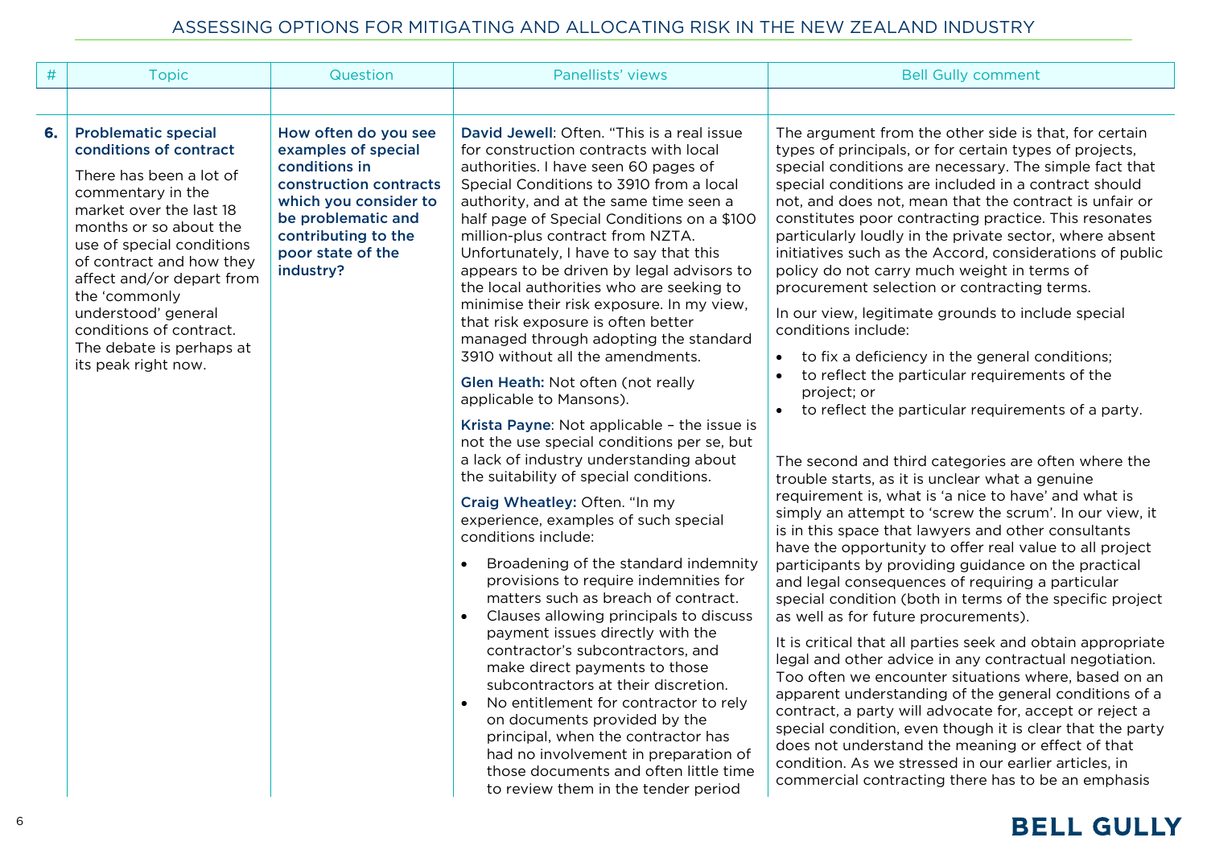| # | Topic | Question | Panellists' views | Bell Gully comment |
|---|---|---|---|---|
| **6.** | **Problematic special conditions of contract**<br><br>There has been a lot of commentary in the market over the last 18 months or so about the use of special conditions of contract and how they affect and/or depart from the 'commonly understood' general conditions of contract. The debate is perhaps at its peak right now. | **How often do you see examples of special conditions in construction contracts which you consider to be problematic and contributing to the poor state of the industry?** | **David Jewell**: Often. "This is a real issue for construction contracts with local authorities. I have seen 60 pages of Special Conditions to 3910 from a local authority, and at the same time seen a half page of Special Conditions on a $100 million-plus contract from NZTA. Unfortunately, I have to say that this appears to be driven by legal advisors to the local authorities who are seeking to minimise their risk exposure. In my view, that risk exposure is often better managed through adopting the standard 3910 without all the amendments.<br><br>**Glen Heath:** Not often (not really applicable to Mansons).<br><br>**Krista Payne**: Not applicable – the issue is not the use special conditions per se, but a lack of industry understanding about the suitability of special conditions.<br><br>**Craig Wheatley:** Often. "In my experience, examples of such special conditions include:<br>• Broadening of the standard indemnity provisions to require indemnities for matters such as breach of contract.<br>• Clauses allowing principals to discuss payment issues directly with the contractor's subcontractors, and make direct payments to those subcontractors at their discretion.<br>• No entitlement for contractor to rely on documents provided by the principal, when the contractor has had no involvement in preparation of those documents and often little time to review them in the tender period | The argument from the other side is that, for certain types of principals, or for certain types of projects, special conditions are necessary. The simple fact that special conditions are included in a contract should not, and does not, mean that the contract is unfair or constitutes poor contracting practice. This resonates particularly loudly in the private sector, where absent initiatives such as the Accord, considerations of public policy do not carry much weight in terms of procurement selection or contracting terms.<br><br>In our view, legitimate grounds to include special conditions include:<br>• to fix a deficiency in the general conditions;<br>• to reflect the particular requirements of the project; or<br>• to reflect the particular requirements of a party.<br><br>The second and third categories are often where the trouble starts, as it is unclear what a genuine requirement is, what is 'a nice to have' and what is simply an attempt to 'screw the scrum'. In our view, it is in this space that lawyers and other consultants have the opportunity to offer real value to all project participants by providing guidance on the practical and legal consequences of requiring a particular special condition (both in terms of the specific project as well as for future procurements).<br><br>It is critical that all parties seek and obtain appropriate legal and other advice in any contractual negotiation. Too often we encounter situations where, based on an apparent understanding of the general conditions of a contract, a party will advocate for, accept or reject a special condition, even though it is clear that the party does not understand the meaning or effect of that condition. As we stressed in our earlier articles, in commercial contracting there has to be an emphasis |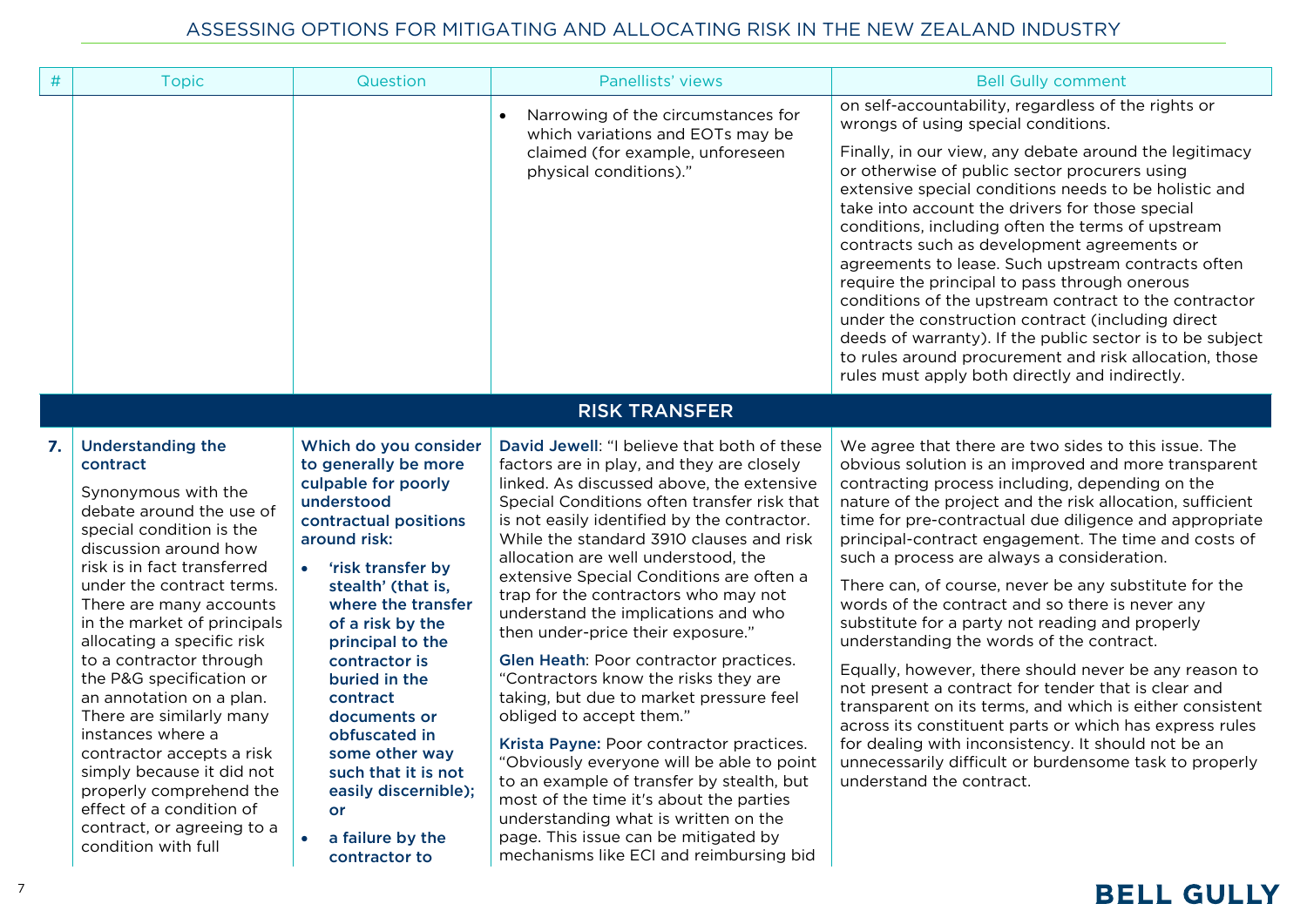| # | Topic | Question | Panellists' views | Bell Gully comment |
|---|---|---|---|---|
| | | | • Narrowing of the circumstances for which variations and EOTs may be claimed (for example, unforeseen physical conditions)." | on self-accountability, regardless of the rights or wrongs of using special conditions.<br><br>Finally, in our view, any debate around the legitimacy or otherwise of public sector procurers using extensive special conditions needs to be holistic and take into account the drivers for those special conditions, including often the terms of upstream contracts such as development agreements or agreements to lease. Such upstream contracts often require the principal to pass through onerous conditions of the upstream contract to the contractor under the construction contract (including direct deeds of warranty). If the public sector is to be subject to rules around procurement and risk allocation, those rules must apply both directly and indirectly. |
| | **RISK TRANSFER** | | | |
| **7.** | **Understanding the contract**<br><br>Synonymous with the debate around the use of special condition is the discussion around how risk is in fact transferred under the contract terms. There are many accounts in the market of principals allocating a specific risk to a contractor through the P&G specification or an annotation on a plan. There are similarly many instances where a contractor accepts a risk simply because it did not properly comprehend the effect of a condition of contract, or agreeing to a condition with full | **Which do you consider to generally be more culpable for poorly understood contractual positions around risk:**<br><br>• **'risk transfer by stealth' (that is, where the transfer of a risk by the principal to the contractor is buried in the contract documents or obfuscated in some other way such that it is not easily discernible); or**<br><br>• **a failure by the contractor to** | David Jewell: "I believe that both of these factors are in play, and they are closely linked. As discussed above, the extensive Special Conditions often transfer risk that is not easily identified by the contractor. While the standard 3910 clauses and risk allocation are well understood, the extensive Special Conditions are often a trap for the contractors who may not understand the implications and who then under-price their exposure."<br><br>Glen Heath: Poor contractor practices. "Contractors know the risks they are taking, but due to market pressure feel obliged to accept them."<br><br>Krista Payne: Poor contractor practices. "Obviously everyone will be able to point to an example of transfer by stealth, but most of the time it's about the parties understanding what is written on the page. This issue can be mitigated by mechanisms like ECI and reimbursing bid | We agree that there are two sides to this issue. The obvious solution is an improved and more transparent contracting process including, depending on the nature of the project and the risk allocation, sufficient time for pre-contractual due diligence and appropriate principal-contract engagement. The time and costs of such a process are always a consideration.<br><br>There can, of course, never be any substitute for the words of the contract and so there is never any substitute for a party not reading and properly understanding the words of the contract.<br><br>Equally, however, there should never be any reason to not present a contract for tender that is clear and transparent on its terms, and which is either consistent across its constituent parts or which has express rules for dealing with inconsistency. It should not be an unnecessarily difficult or burdensome task to properly understand the contract. |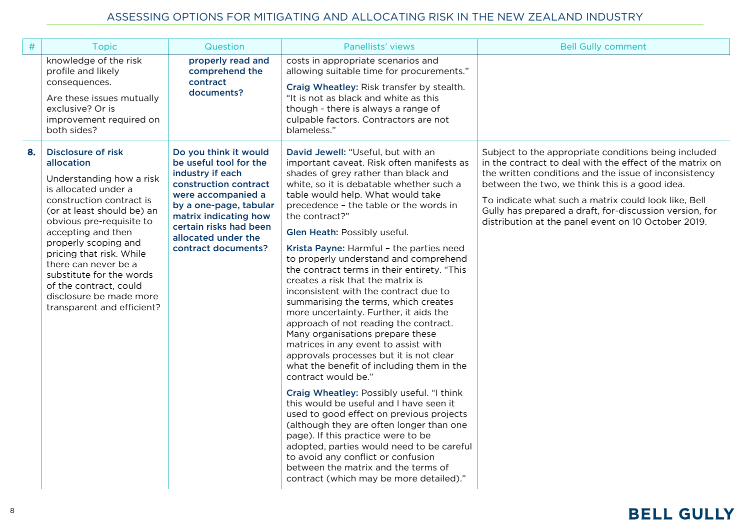| # | Topic | Question | Panellists' views | Bell Gully comment |
|---|---|---|---|---|
| | knowledge of the risk profile and likely consequences.<br><br>Are these issues mutually exclusive? Or is improvement required on both sides? | **properly read and comprehend the contract documents?** | costs in appropriate scenarios and allowing suitable time for procurements."<br><br>**Craig Wheatley:** Risk transfer by stealth. "It is not as black and white as this though - there is always a range of culpable factors. Contractors are not blameless." | |
| **8.** | **Disclosure of risk allocation**<br><br>Understanding how a risk is allocated under a construction contract is (or at least should be) an obvious pre-requisite to accepting and then properly scoping and pricing that risk. While there can never be a substitute for the words of the contract, could disclosure be made more transparent and efficient? | **Do you think it would be useful tool for the industry if each construction contract were accompanied a by a one-page, tabular matrix indicating how certain risks had been allocated under the contract documents?** | **David Jewell:** "Useful, but with an important caveat. Risk often manifests as shades of grey rather than black and white, so it is debatable whether such a table would help. What would take precedence – the table or the words in the contract?"<br><br>**Glen Heath:** Possibly useful.<br><br>**Krista Payne:** Harmful – the parties need to properly understand and comprehend the contract terms in their entirety. "This creates a risk that the matrix is inconsistent with the contract due to summarising the terms, which creates more uncertainty. Further, it aids the approach of not reading the contract. Many organisations prepare these matrices in any event to assist with approvals processes but it is not clear what the benefit of including them in the contract would be."<br><br>**Craig Wheatley:** Possibly useful. "I think this would be useful and I have seen it used to good effect on previous projects (although they are often longer than one page). If this practice were to be adopted, parties would need to be careful to avoid any conflict or confusion between the matrix and the terms of contract (which may be more detailed)." | Subject to the appropriate conditions being included in the contract to deal with the effect of the matrix on the written conditions and the issue of inconsistency between the two, we think this is a good idea.<br><br>To indicate what such a matrix could look like, Bell Gully has prepared a draft, for-discussion version, for distribution at the panel event on 10 October 2019. |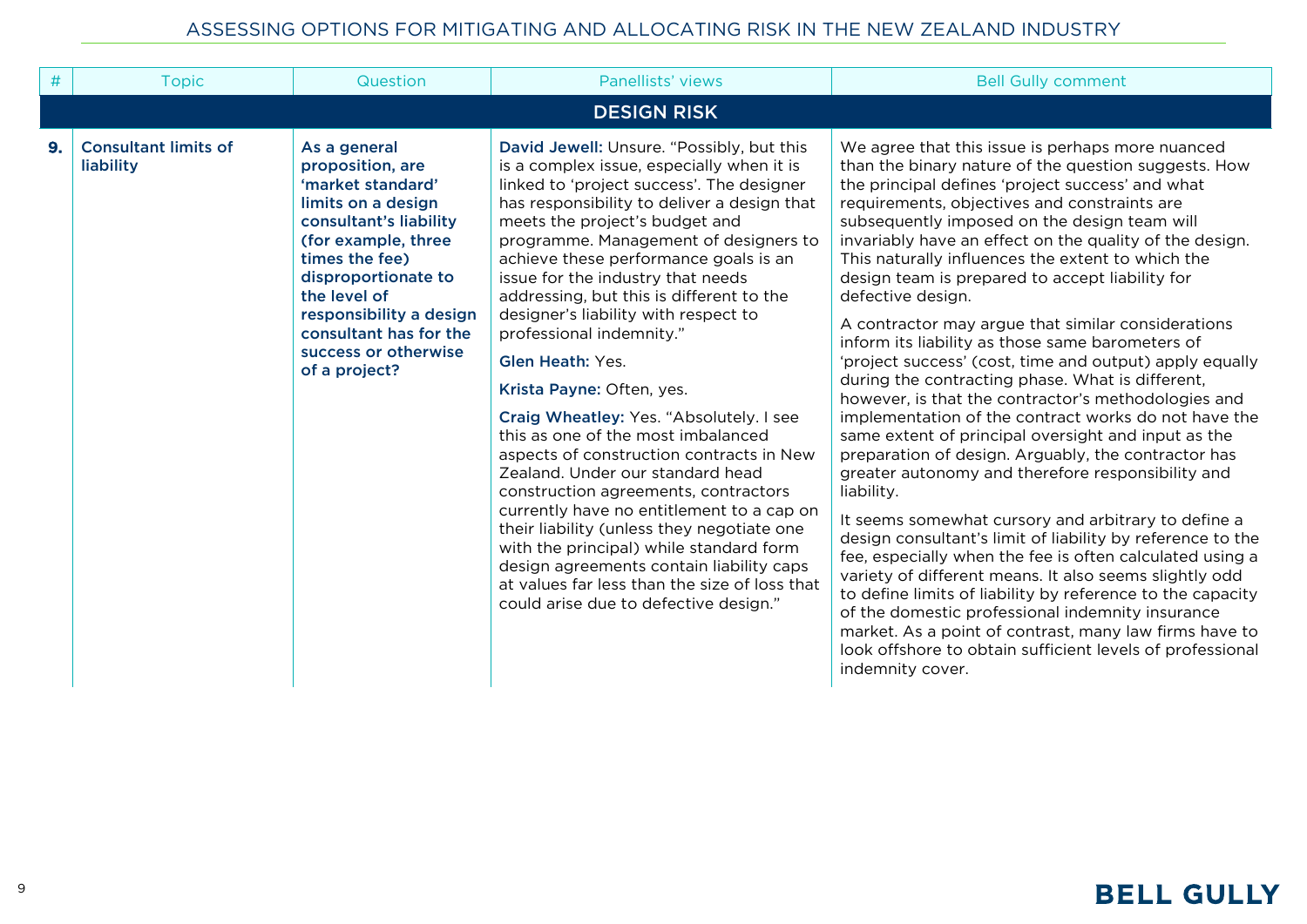| # | Topic | Question | Panellists' views | Bell Gully comment |
|---|---|---|---|---|
| | | **DESIGN RISK** | | |
| **9.** | **Consultant limits of liability** | **As a general proposition, are 'market standard' limits on a design consultant's liability (for example, three times the fee) disproportionate to the level of responsibility a design consultant has for the success or otherwise of a project?** | **David Jewell:** Unsure. "Possibly, but this is a complex issue, especially when it is linked to 'project success'. The designer has responsibility to deliver a design that meets the project's budget and programme. Management of designers to achieve these performance goals is an issue for the industry that needs addressing, but this is different to the designer's liability with respect to professional indemnity."<br><br>**Glen Heath:** Yes.<br><br>**Krista Payne:** Often, yes.<br><br>**Craig Wheatley:** Yes. "Absolutely. I see this as one of the most imbalanced aspects of construction contracts in New Zealand. Under our standard head construction agreements, contractors currently have no entitlement to a cap on their liability (unless they negotiate one with the principal) while standard form design agreements contain liability caps at values far less than the size of loss that could arise due to defective design." | We agree that this issue is perhaps more nuanced than the binary nature of the question suggests. How the principal defines 'project success' and what requirements, objectives and constraints are subsequently imposed on the design team will invariably have an effect on the quality of the design. This naturally influences the extent to which the design team is prepared to accept liability for defective design.<br><br>A contractor may argue that similar considerations inform its liability as those same barometers of 'project success' (cost, time and output) apply equally during the contracting phase. What is different, however, is that the contractor's methodologies and implementation of the contract works do not have the same extent of principal oversight and input as the preparation of design. Arguably, the contractor has greater autonomy and therefore responsibility and liability.<br><br>It seems somewhat cursory and arbitrary to define a design consultant's limit of liability by reference to the fee, especially when the fee is often calculated using a variety of different means. It also seems slightly odd to define limits of liability by reference to the capacity of the domestic professional indemnity insurance market. As a point of contrast, many law firms have to look offshore to obtain sufficient levels of professional indemnity cover. |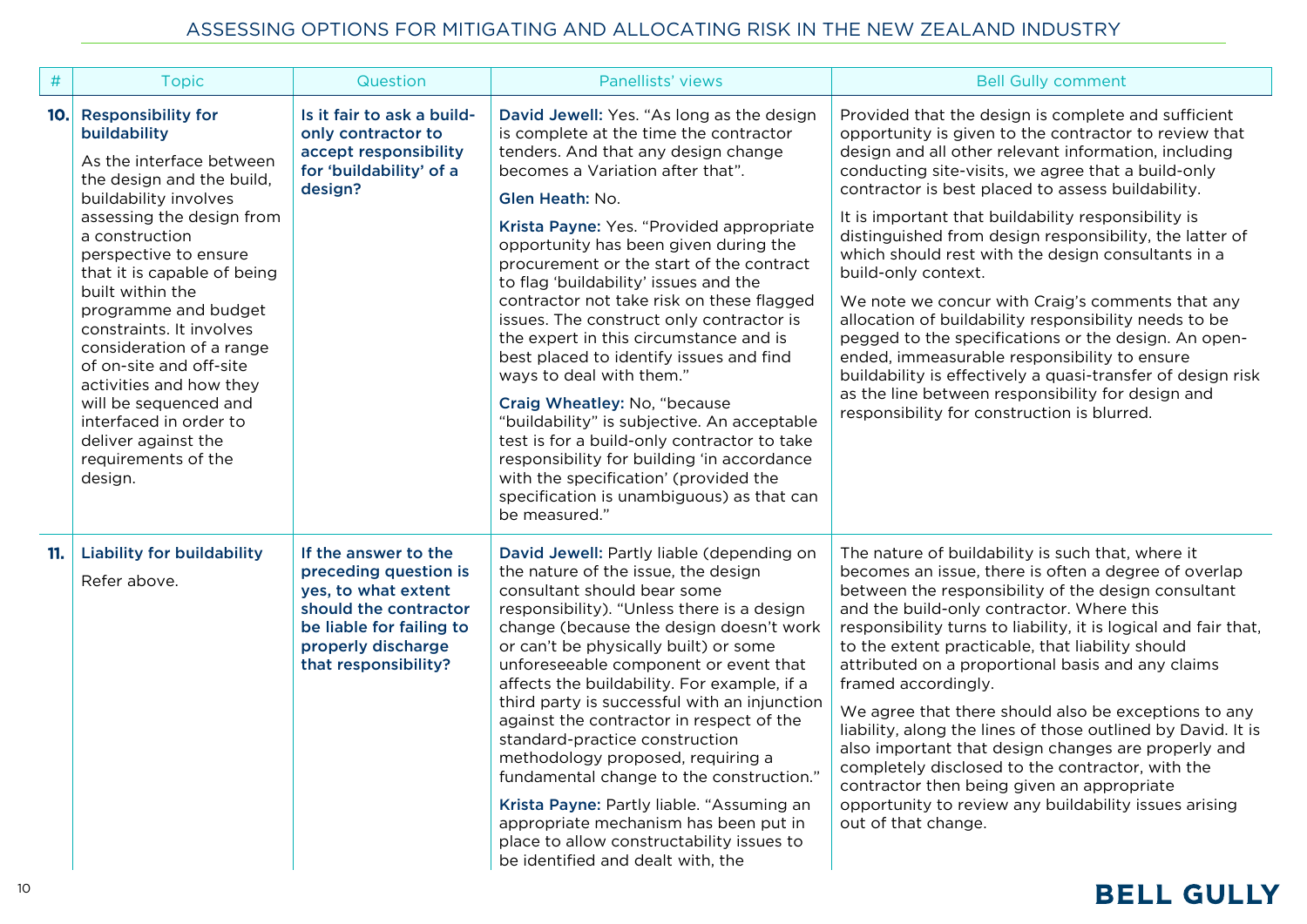| # | Topic | Question | Panellists' views | Bell Gully comment |
|---|---|---|---|---|
| **10.** | **Responsibility for buildability**<br><br>As the interface between the design and the build, buildability involves assessing the design from a construction perspective to ensure that it is capable of being built within the programme and budget constraints. It involves consideration of a range of on-site and off-site activities and how they will be sequenced and interfaced in order to deliver against the requirements of the design. | **Is it fair to ask a build-only contractor to accept responsibility for 'buildability' of a design?** | **David Jewell:** Yes. "As long as the design is complete at the time the contractor tenders. And that any design change becomes a Variation after that".<br><br>**Glen Heath:** No.<br><br>**Krista Payne:** Yes. "Provided appropriate opportunity has been given during the procurement or the start of the contract to flag 'buildability' issues and the contractor not take risk on these flagged issues. The construct only contractor is the expert in this circumstance and is best placed to identify issues and find ways to deal with them."<br><br>**Craig Wheatley:** No, "because "buildability" is subjective. An acceptable test is for a build-only contractor to take responsibility for building 'in accordance with the specification' (provided the specification is unambiguous) as that can be measured." | Provided that the design is complete and sufficient opportunity is given to the contractor to review that design and all other relevant information, including conducting site-visits, we agree that a build-only contractor is best placed to assess buildability.<br><br>It is important that buildability responsibility is distinguished from design responsibility, the latter of which should rest with the design consultants in a build-only context.<br><br>We note we concur with Craig's comments that any allocation of buildability responsibility needs to be pegged to the specifications or the design. An open-ended, immeasurable responsibility to ensure buildability is effectively a quasi-transfer of design risk as the line between responsibility for design and responsibility for construction is blurred. |
| **11.** | **Liability for buildability**<br><br>Refer above. | **If the answer to the preceding question is yes, to what extent should the contractor be liable for failing to properly discharge that responsibility?** | **David Jewell:** Partly liable (depending on the nature of the issue, the design consultant should bear some responsibility). "Unless there is a design change (because the design doesn't work or can't be physically built) or some unforeseeable component or event that affects the buildability. For example, if a third party is successful with an injunction against the contractor in respect of the standard-practice construction methodology proposed, requiring a fundamental change to the construction."<br><br>**Krista Payne:** Partly liable. "Assuming an appropriate mechanism has been put in place to allow constructability issues to be identified and dealt with, the | The nature of buildability is such that, where it becomes an issue, there is often a degree of overlap between the responsibility of the design consultant and the build-only contractor. Where this responsibility turns to liability, it is logical and fair that, to the extent practicable, that liability should attributed on a proportional basis and any claims framed accordingly.<br><br>We agree that there should also be exceptions to any liability, along the lines of those outlined by David. It is also important that design changes are properly and completely disclosed to the contractor, with the contractor then being given an appropriate opportunity to review any buildability issues arising out of that change. |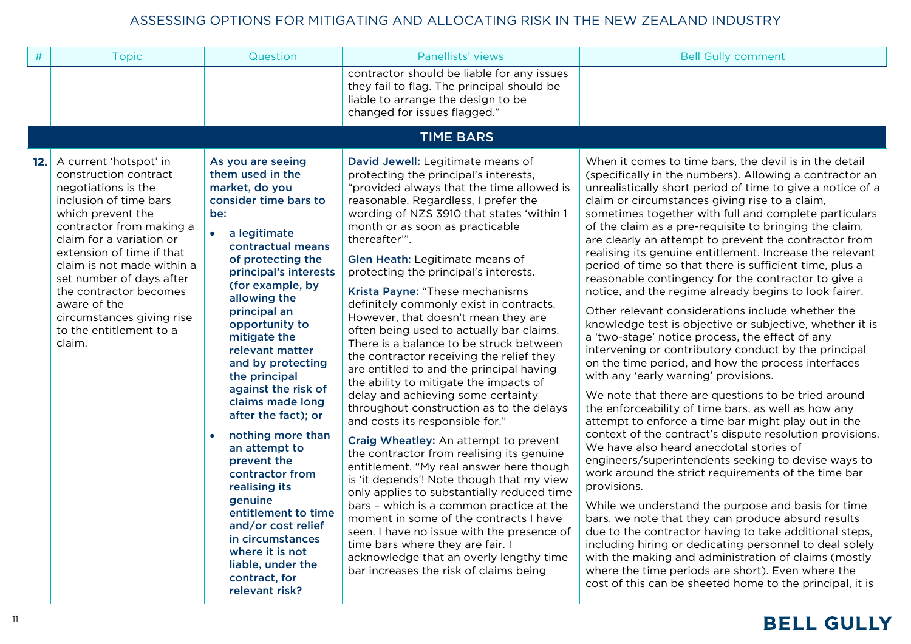| # | Topic | Question | Panellists' views | Bell Gully comment |
|---|---|---|---|---|
| | | | contractor should be liable for any issues they fail to flag. The principal should be liable to arrange the design to be changed for issues flagged." | |
| | | | **TIME BARS** | |
| **12.** | A current 'hotspot' in construction contract negotiations is the inclusion of time bars which prevent the contractor from making a claim for a variation or extension of time if that claim is not made within a set number of days after the contractor becomes aware of the circumstances giving rise to the entitlement to a claim. | **As you are seeing them used in the market, do you consider time bars to be:** <br>• **a legitimate contractual means of protecting the principal's interests (for example, by allowing the principal an opportunity to mitigate the relevant matter and by protecting the principal against the risk of claims made long after the fact); or** <br>• **nothing more than an attempt to prevent the contractor from realising its genuine entitlement to time and/or cost relief in circumstances where it is not liable, under the contract, for relevant risk?** | **David Jewell:** Legitimate means of protecting the principal's interests, "provided always that the time allowed is reasonable. Regardless, I prefer the wording of NZS 3910 that states 'within 1 month or as soon as practicable thereafter'". <br><br>**Glen Heath:** Legitimate means of protecting the principal's interests. <br><br>**Krista Payne:** "These mechanisms definitely commonly exist in contracts. However, that doesn't mean they are often being used to actually bar claims. There is a balance to be struck between the contractor receiving the relief they are entitled to and the principal having the ability to mitigate the impacts of delay and achieving some certainty throughout construction as to the delays and costs its responsible for." <br><br>**Craig Wheatley:** An attempt to prevent the contractor from realising its genuine entitlement. "My real answer here though is 'it depends'! Note though that my view only applies to substantially reduced time bars – which is a common practice at the moment in some of the contracts I have seen. I have no issue with the presence of time bars where they are fair. I acknowledge that an overly lengthy time bar increases the risk of claims being | When it comes to time bars, the devil is in the detail (specifically in the numbers). Allowing a contractor an unrealistically short period of time to give a notice of a claim or circumstances giving rise to a claim, sometimes together with full and complete particulars of the claim as a pre-requisite to bringing the claim, are clearly an attempt to prevent the contractor from realising its genuine entitlement. Increase the relevant period of time so that there is sufficient time, plus a reasonable contingency for the contractor to give a notice, and the regime already begins to look fairer. <br><br>Other relevant considerations include whether the knowledge test is objective or subjective, whether it is a 'two-stage' notice process, the effect of any intervening or contributory conduct by the principal on the time period, and how the process interfaces with any 'early warning' provisions. <br><br>We note that there are questions to be tried around the enforceability of time bars, as well as how any attempt to enforce a time bar might play out in the context of the contract's dispute resolution provisions. We have also heard anecdotal stories of engineers/superintendents seeking to devise ways to work around the strict requirements of the time bar provisions. <br><br>While we understand the purpose and basis for time bars, we note that they can produce absurd results due to the contractor having to take additional steps, including hiring or dedicating personnel to deal solely with the making and administration of claims (mostly where the time periods are short). Even where the cost of this can be sheeted home to the principal, it is |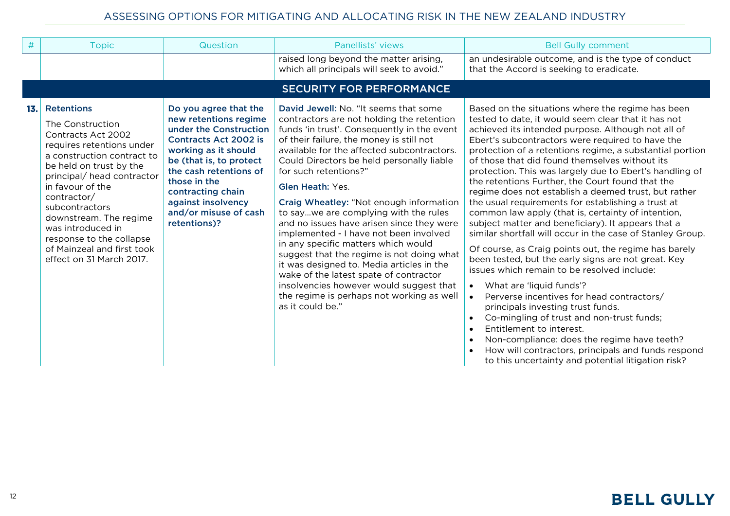| # | Topic | Question | Panellists' views | Bell Gully comment |
|---|---|---|---|---|
| | | | raised long beyond the matter arising, which all principals will seek to avoid." | an undesirable outcome, and is the type of conduct that the Accord is seeking to eradicate. |
| | | | **SECURITY FOR PERFORMANCE** | |
| **13.** | **Retentions**<br><br>The Construction Contracts Act 2002 requires retentions under a construction contract to be held on trust by the principal/ head contractor in favour of the contractor/ subcontractors downstream. The regime was introduced in response to the collapse of Mainzeal and first took effect on 31 March 2017. | **Do you agree that the new retentions regime under the Construction Contracts Act 2002 is working as it should be (that is, to protect the cash retentions of those in the contracting chain against insolvency and/or misuse of cash retentions)?** | **David Jewell:** No. "It seems that some contractors are not holding the retention funds 'in trust'. Consequently in the event of their failure, the money is still not available for the affected subcontractors. Could Directors be held personally liable for such retentions?"<br><br>**Glen Heath:** Yes.<br><br>**Craig Wheatley:** "Not enough information to say...we are complying with the rules and no issues have arisen since they were implemented - I have not been involved in any specific matters which would suggest that the regime is not doing what it was designed to. Media articles in the wake of the latest spate of contractor insolvencies however would suggest that the regime is perhaps not working as well as it could be." | Based on the situations where the regime has been tested to date, it would seem clear that it has not achieved its intended purpose. Although not all of Ebert's subcontractors were required to have the protection of a retentions regime, a substantial portion of those that did found themselves without its protection. This was largely due to Ebert's handling of the retentions Further, the Court found that the regime does not establish a deemed trust, but rather the usual requirements for establishing a trust at common law apply (that is, certainty of intention, subject matter and beneficiary). It appears that a similar shortfall will occur in the case of Stanley Group.<br><br>Of course, as Craig points out, the regime has barely been tested, but the early signs are not great. Key issues which remain to be resolved include:<br>• What are 'liquid funds'?<br>• Perverse incentives for head contractors/ principals investing trust funds.<br>• Co-mingling of trust and non-trust funds;<br>• Entitlement to interest.<br>• Non-compliance: does the regime have teeth?<br>• How will contractors, principals and funds respond to this uncertainty and potential litigation risk? |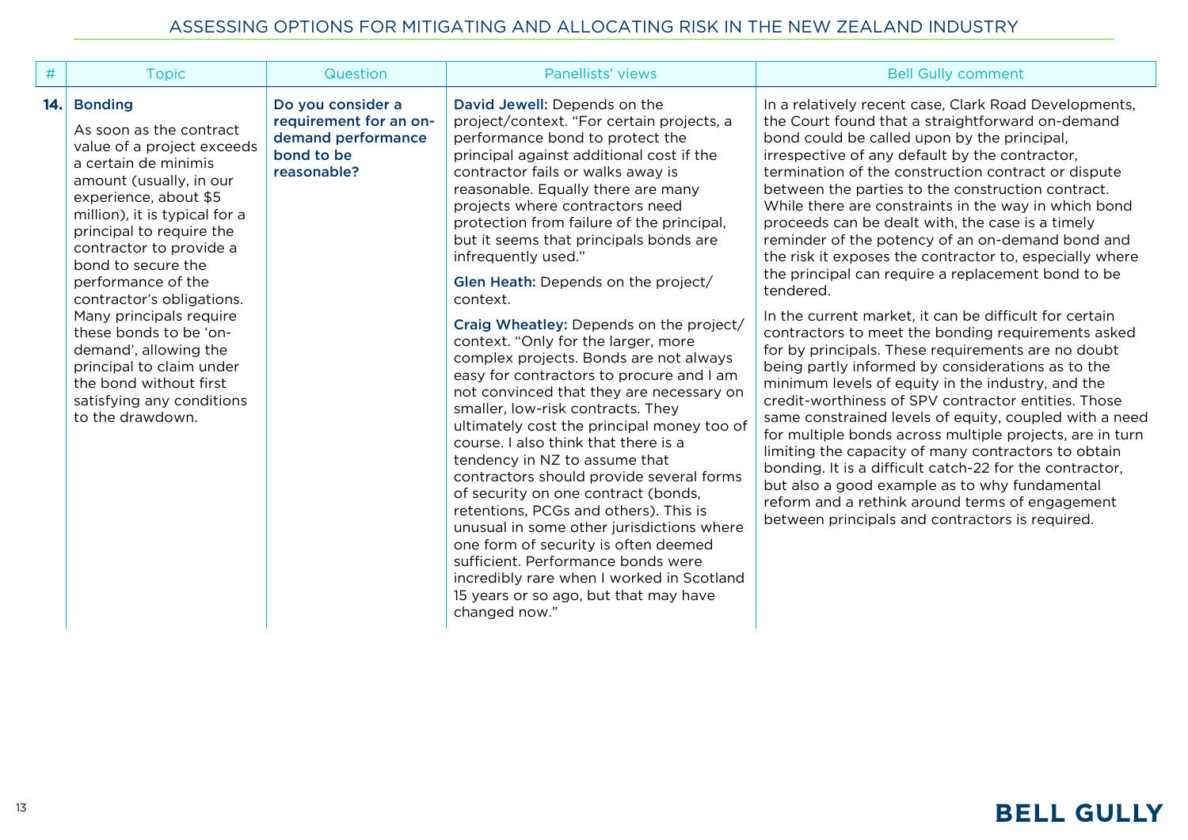| # | Topic | Question | Panellists' views | Bell Gully comment |
|---|---|---|---|---|
| **14.** | **Bonding**<br><br>As soon as the contract value of a project exceeds a certain de minimis amount (usually, in our experience, about $5 million), it is typical for a principal to require the contractor to provide a bond to secure the performance of the contractor's obligations. Many principals require these bonds to be 'on-demand', allowing the principal to claim under the bond without first satisfying any conditions to the drawdown. | **Do you consider a requirement for an on-demand performance bond to be reasonable?** | **David Jewell:** Depends on the project/context. "For certain projects, a performance bond to protect the principal against additional cost if the contractor fails or walks away is reasonable. Equally there are many projects where contractors need protection from failure of the principal, but it seems that principals bonds are infrequently used."<br><br>**Glen Heath:** Depends on the project/context.<br><br>**Craig Wheatley:** Depends on the project/context. "Only for the larger, more complex projects. Bonds are not always easy for contractors to procure and I am not convinced that they are necessary on smaller, low-risk contracts. They ultimately cost the principal money too of course. I also think that there is a tendency in NZ to assume that contractors should provide several forms of security on one contract (bonds, retentions, PCGs and others). This is unusual in some other jurisdictions where one form of security is often deemed sufficient. Performance bonds were incredibly rare when I worked in Scotland 15 years or so ago, but that may have changed now." | In a relatively recent case, Clark Road Developments, the Court found that a straightforward on-demand bond could be called upon by the principal, irrespective of any default by the contractor, termination of the construction contract or dispute between the parties to the construction contract. While there are constraints in the way in which bond proceeds can be dealt with, the case is a timely reminder of the potency of an on-demand bond and the risk it exposes the contractor to, especially where the principal can require a replacement bond to be tendered.<br><br>In the current market, it can be difficult for certain contractors to meet the bonding requirements asked for by principals. These requirements are no doubt being partly informed by considerations as to the minimum levels of equity in the industry, and the credit-worthiness of SPV contractor entities. Those same constrained levels of equity, coupled with a need for multiple bonds across multiple projects, are in turn limiting the capacity of many contractors to obtain bonding. It is a difficult catch-22 for the contractor, but also a good example as to why fundamental reform and a rethink around terms of engagement between principals and contractors is required. |